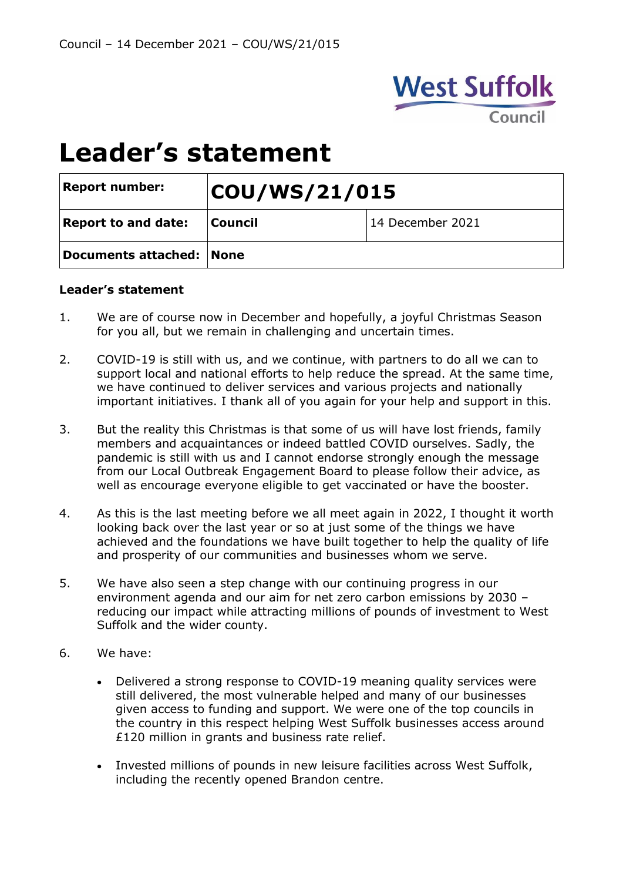# Leader's statement

| Report number: | COU/WS/21/015 | |
|---|---|---|
| Report to and date: | Council | 14 December 2021 |
| Documents attached: | None | |

**Leader's statement**

1. We are of course now in December and hopefully, a joyful Christmas Season for you all, but we remain in challenging and uncertain times.

2. COVID-19 is still with us, and we continue, with partners to do all we can to support local and national efforts to help reduce the spread. At the same time, we have continued to deliver services and various projects and nationally important initiatives. I thank all of you again for your help and support in this.

3. But the reality this Christmas is that some of us will have lost friends, family members and acquaintances or indeed battled COVID ourselves. Sadly, the pandemic is still with us and I cannot endorse strongly enough the message from our Local Outbreak Engagement Board to please follow their advice, as well as encourage everyone eligible to get vaccinated or have the booster.

4. As this is the last meeting before we all meet again in 2022, I thought it worth looking back over the last year or so at just some of the things we have achieved and the foundations we have built together to help the quality of life and prosperity of our communities and businesses whom we serve.

5. We have also seen a step change with our continuing progress in our environment agenda and our aim for net zero carbon emissions by 2030 – reducing our impact while attracting millions of pounds of investment to West Suffolk and the wider county.

6. We have:

   - Delivered a strong response to COVID-19 meaning quality services were still delivered, the most vulnerable helped and many of our businesses given access to funding and support. We were one of the top councils in the country in this respect helping West Suffolk businesses access around £120 million in grants and business rate relief.

   - Invested millions of pounds in new leisure facilities across West Suffolk, including the recently opened Brandon centre.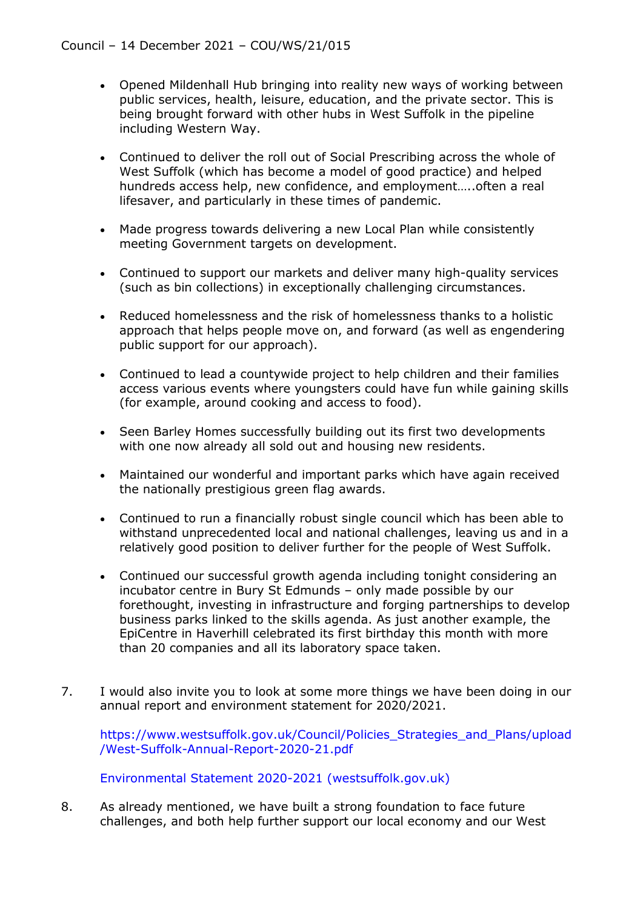- Opened Mildenhall Hub bringing into reality new ways of working between public services, health, leisure, education, and the private sector. This is being brought forward with other hubs in West Suffolk in the pipeline including Western Way.

- Continued to deliver the roll out of Social Prescribing across the whole of West Suffolk (which has become a model of good practice) and helped hundreds access help, new confidence, and employment…..often a real lifesaver, and particularly in these times of pandemic.

- Made progress towards delivering a new Local Plan while consistently meeting Government targets on development.

- Continued to support our markets and deliver many high-quality services (such as bin collections) in exceptionally challenging circumstances.

- Reduced homelessness and the risk of homelessness thanks to a holistic approach that helps people move on, and forward (as well as engendering public support for our approach).

- Continued to lead a countywide project to help children and their families access various events where youngsters could have fun while gaining skills (for example, around cooking and access to food).

- Seen Barley Homes successfully building out its first two developments with one now already all sold out and housing new residents.

- Maintained our wonderful and important parks which have again received the nationally prestigious green flag awards.

- Continued to run a financially robust single council which has been able to withstand unprecedented local and national challenges, leaving us and in a relatively good position to deliver further for the people of West Suffolk.

- Continued our successful growth agenda including tonight considering an incubator centre in Bury St Edmunds – only made possible by our forethought, investing in infrastructure and forging partnerships to develop business parks linked to the skills agenda. As just another example, the EpiCentre in Haverhill celebrated its first birthday this month with more than 20 companies and all its laboratory space taken.

7. I would also invite you to look at some more things we have been doing in our annual report and environment statement for 2020/2021.

   https://www.westsuffolk.gov.uk/Council/Policies_Strategies_and_Plans/upload/West-Suffolk-Annual-Report-2020-21.pdf

   Environmental Statement 2020-2021 (westsuffolk.gov.uk)

8. As already mentioned, we have built a strong foundation to face future challenges, and both help further support our local economy and our West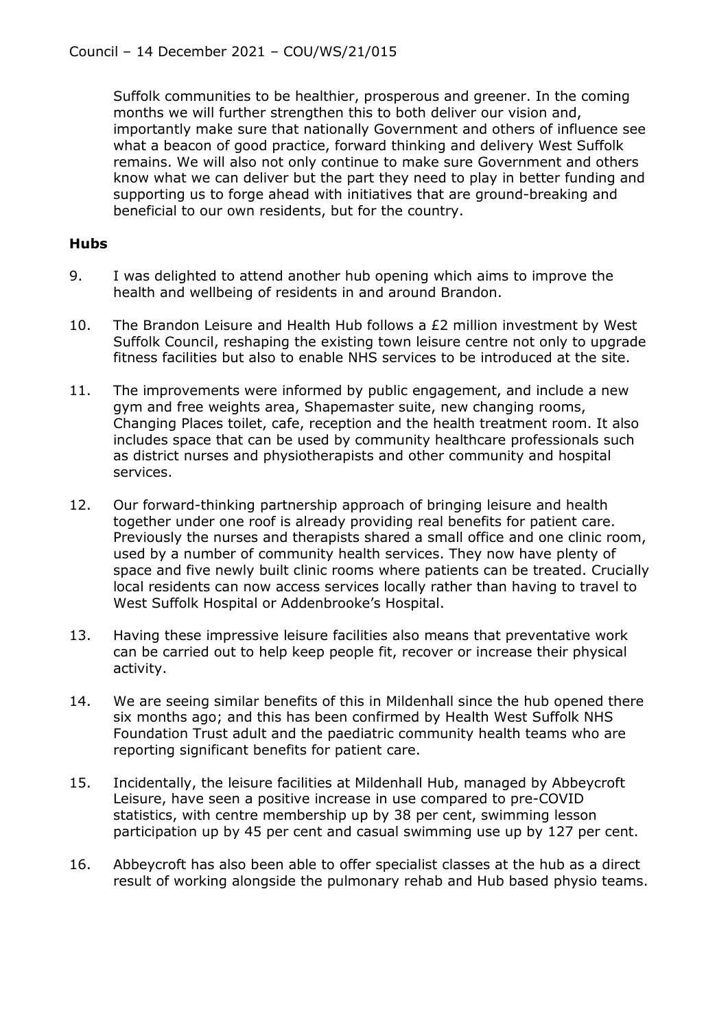Suffolk communities to be healthier, prosperous and greener. In the coming months we will further strengthen this to both deliver our vision and, importantly make sure that nationally Government and others of influence see what a beacon of good practice, forward thinking and delivery West Suffolk remains. We will also not only continue to make sure Government and others know what we can deliver but the part they need to play in better funding and supporting us to forge ahead with initiatives that are ground-breaking and beneficial to our own residents, but for the country.

**Hubs**

9. I was delighted to attend another hub opening which aims to improve the health and wellbeing of residents in and around Brandon.

10. The Brandon Leisure and Health Hub follows a £2 million investment by West Suffolk Council, reshaping the existing town leisure centre not only to upgrade fitness facilities but also to enable NHS services to be introduced at the site.

11. The improvements were informed by public engagement, and include a new gym and free weights area, Shapemaster suite, new changing rooms, Changing Places toilet, cafe, reception and the health treatment room. It also includes space that can be used by community healthcare professionals such as district nurses and physiotherapists and other community and hospital services.

12. Our forward-thinking partnership approach of bringing leisure and health together under one roof is already providing real benefits for patient care. Previously the nurses and therapists shared a small office and one clinic room, used by a number of community health services. They now have plenty of space and five newly built clinic rooms where patients can be treated. Crucially local residents can now access services locally rather than having to travel to West Suffolk Hospital or Addenbrooke's Hospital.

13. Having these impressive leisure facilities also means that preventative work can be carried out to help keep people fit, recover or increase their physical activity.

14. We are seeing similar benefits of this in Mildenhall since the hub opened there six months ago; and this has been confirmed by Health West Suffolk NHS Foundation Trust adult and the paediatric community health teams who are reporting significant benefits for patient care.

15. Incidentally, the leisure facilities at Mildenhall Hub, managed by Abbeycroft Leisure, have seen a positive increase in use compared to pre-COVID statistics, with centre membership up by 38 per cent, swimming lesson participation up by 45 per cent and casual swimming use up by 127 per cent.

16. Abbeycroft has also been able to offer specialist classes at the hub as a direct result of working alongside the pulmonary rehab and Hub based physio teams.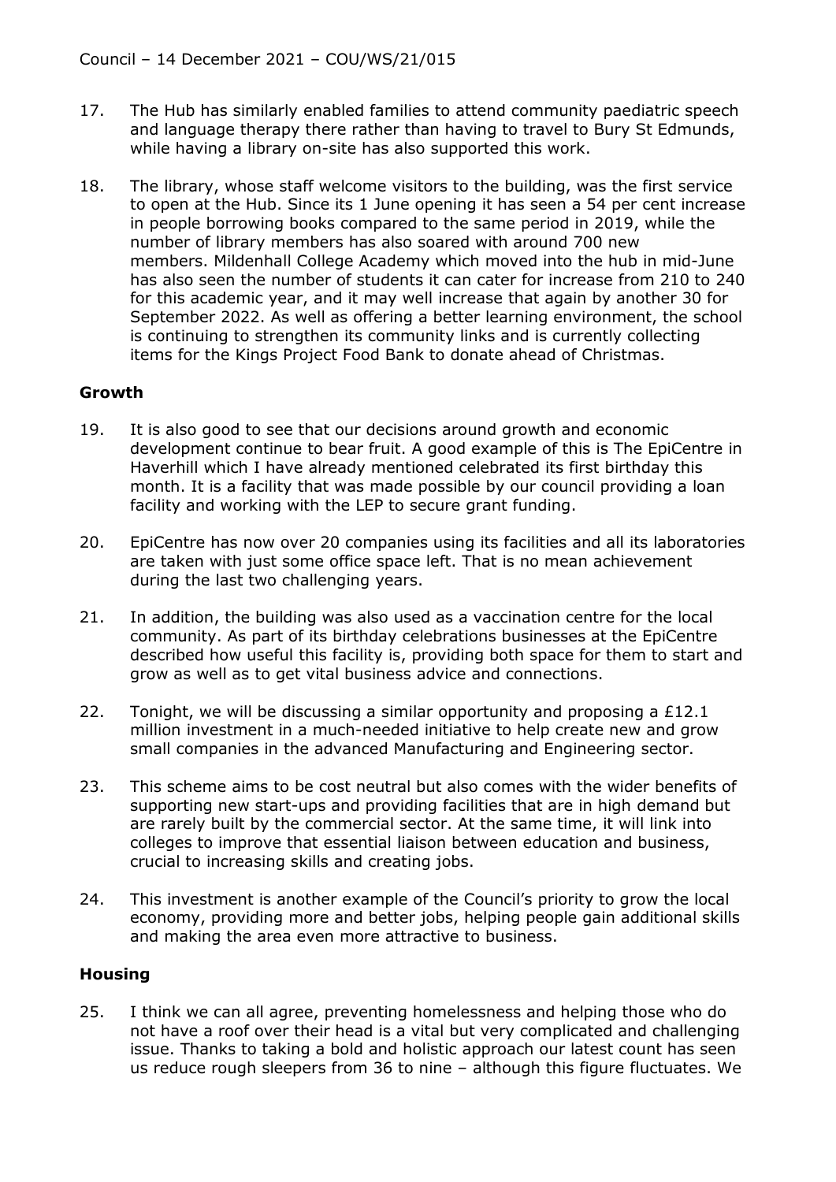17. The Hub has similarly enabled families to attend community paediatric speech and language therapy there rather than having to travel to Bury St Edmunds, while having a library on-site has also supported this work.

18. The library, whose staff welcome visitors to the building, was the first service to open at the Hub. Since its 1 June opening it has seen a 54 per cent increase in people borrowing books compared to the same period in 2019, while the number of library members has also soared with around 700 new members. Mildenhall College Academy which moved into the hub in mid-June has also seen the number of students it can cater for increase from 210 to 240 for this academic year, and it may well increase that again by another 30 for September 2022. As well as offering a better learning environment, the school is continuing to strengthen its community links and is currently collecting items for the Kings Project Food Bank to donate ahead of Christmas.

**Growth**

19. It is also good to see that our decisions around growth and economic development continue to bear fruit. A good example of this is The EpiCentre in Haverhill which I have already mentioned celebrated its first birthday this month. It is a facility that was made possible by our council providing a loan facility and working with the LEP to secure grant funding.

20. EpiCentre has now over 20 companies using its facilities and all its laboratories are taken with just some office space left. That is no mean achievement during the last two challenging years.

21. In addition, the building was also used as a vaccination centre for the local community. As part of its birthday celebrations businesses at the EpiCentre described how useful this facility is, providing both space for them to start and grow as well as to get vital business advice and connections.

22. Tonight, we will be discussing a similar opportunity and proposing a £12.1 million investment in a much-needed initiative to help create new and grow small companies in the advanced Manufacturing and Engineering sector.

23. This scheme aims to be cost neutral but also comes with the wider benefits of supporting new start-ups and providing facilities that are in high demand but are rarely built by the commercial sector. At the same time, it will link into colleges to improve that essential liaison between education and business, crucial to increasing skills and creating jobs.

24. This investment is another example of the Council's priority to grow the local economy, providing more and better jobs, helping people gain additional skills and making the area even more attractive to business.

**Housing**

25. I think we can all agree, preventing homelessness and helping those who do not have a roof over their head is a vital but very complicated and challenging issue. Thanks to taking a bold and holistic approach our latest count has seen us reduce rough sleepers from 36 to nine – although this figure fluctuates. We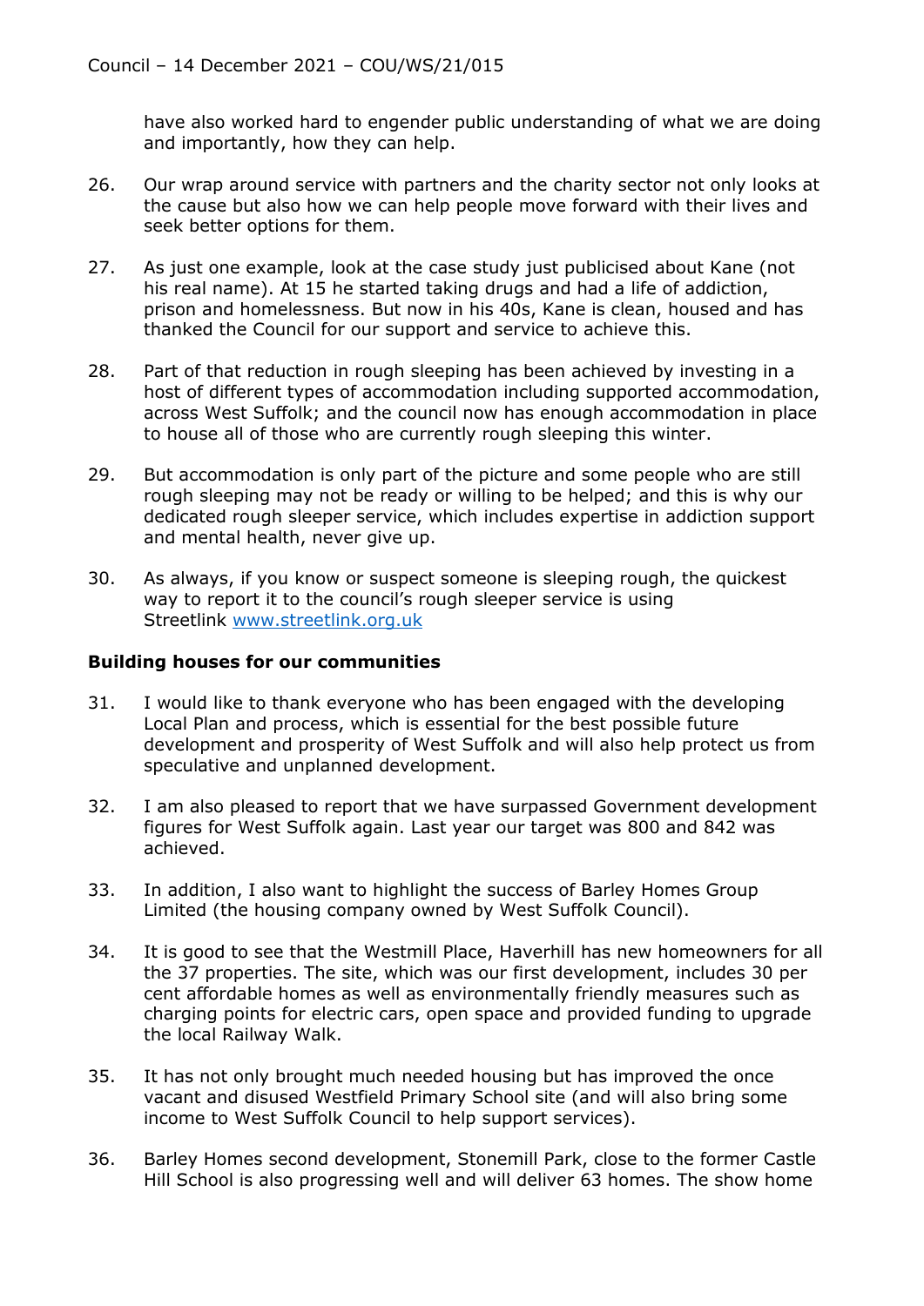have also worked hard to engender public understanding of what we are doing and importantly, how they can help.

26. Our wrap around service with partners and the charity sector not only looks at the cause but also how we can help people move forward with their lives and seek better options for them.

27. As just one example, look at the case study just publicised about Kane (not his real name). At 15 he started taking drugs and had a life of addiction, prison and homelessness. But now in his 40s, Kane is clean, housed and has thanked the Council for our support and service to achieve this.

28. Part of that reduction in rough sleeping has been achieved by investing in a host of different types of accommodation including supported accommodation, across West Suffolk; and the council now has enough accommodation in place to house all of those who are currently rough sleeping this winter.

29. But accommodation is only part of the picture and some people who are still rough sleeping may not be ready or willing to be helped; and this is why our dedicated rough sleeper service, which includes expertise in addiction support and mental health, never give up.

30. As always, if you know or suspect someone is sleeping rough, the quickest way to report it to the council's rough sleeper service is using Streetlink [www.streetlink.org.uk](http://www.streetlink.org.uk)

**Building houses for our communities**

31. I would like to thank everyone who has been engaged with the developing Local Plan and process, which is essential for the best possible future development and prosperity of West Suffolk and will also help protect us from speculative and unplanned development.

32. I am also pleased to report that we have surpassed Government development figures for West Suffolk again. Last year our target was 800 and 842 was achieved.

33. In addition, I also want to highlight the success of Barley Homes Group Limited (the housing company owned by West Suffolk Council).

34. It is good to see that the Westmill Place, Haverhill has new homeowners for all the 37 properties. The site, which was our first development, includes 30 per cent affordable homes as well as environmentally friendly measures such as charging points for electric cars, open space and provided funding to upgrade the local Railway Walk.

35. It has not only brought much needed housing but has improved the once vacant and disused Westfield Primary School site (and will also bring some income to West Suffolk Council to help support services).

36. Barley Homes second development, Stonemill Park, close to the former Castle Hill School is also progressing well and will deliver 63 homes. The show home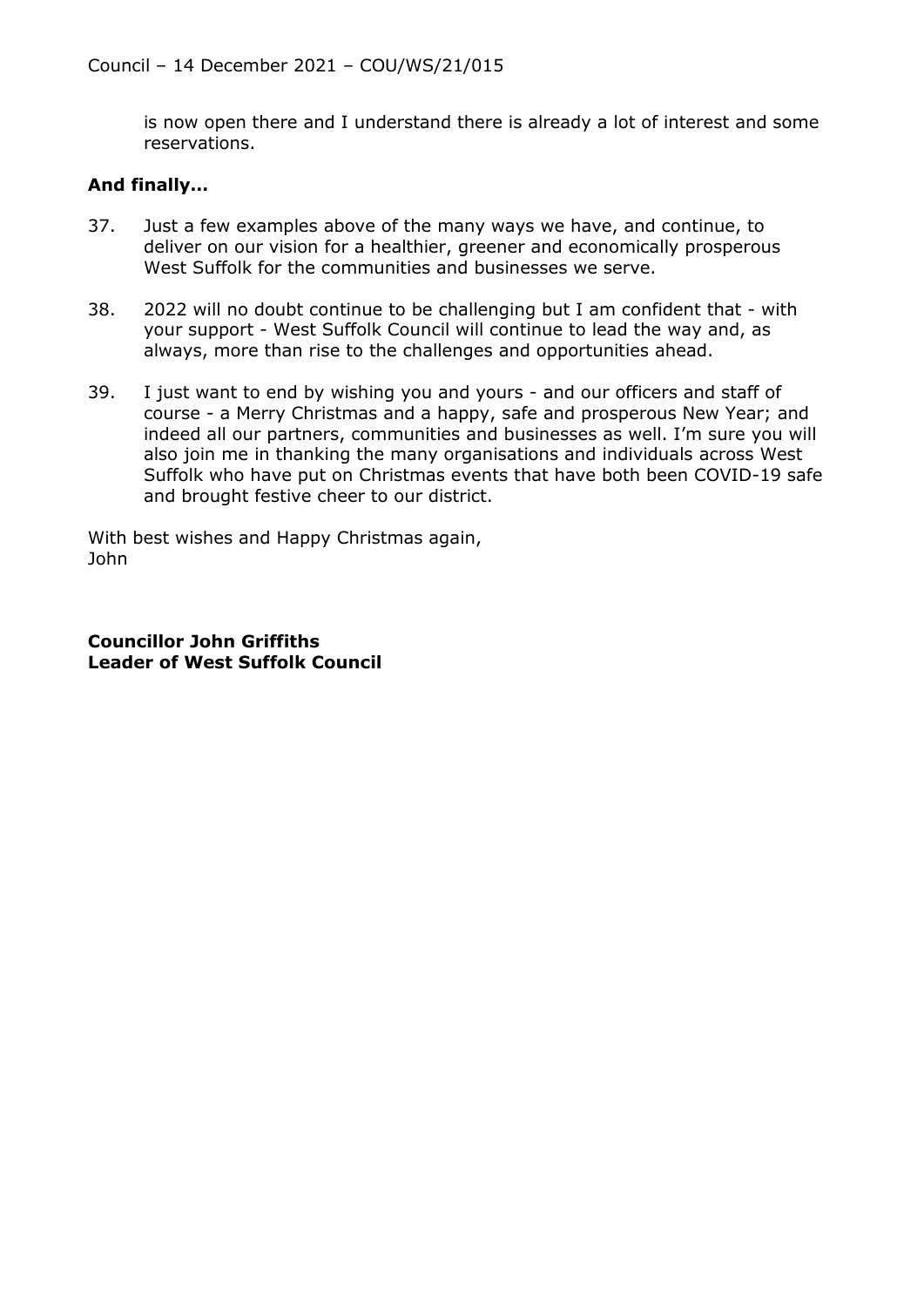is now open there and I understand there is already a lot of interest and some reservations.

**And finally…**

37. Just a few examples above of the many ways we have, and continue, to deliver on our vision for a healthier, greener and economically prosperous West Suffolk for the communities and businesses we serve.

38. 2022 will no doubt continue to be challenging but I am confident that - with your support - West Suffolk Council will continue to lead the way and, as always, more than rise to the challenges and opportunities ahead.

39. I just want to end by wishing you and yours - and our officers and staff of course - a Merry Christmas and a happy, safe and prosperous New Year; and indeed all our partners, communities and businesses as well. I'm sure you will also join me in thanking the many organisations and individuals across West Suffolk who have put on Christmas events that have both been COVID-19 safe and brought festive cheer to our district.

With best wishes and Happy Christmas again,
John

**Councillor John Griffiths**
**Leader of West Suffolk Council**